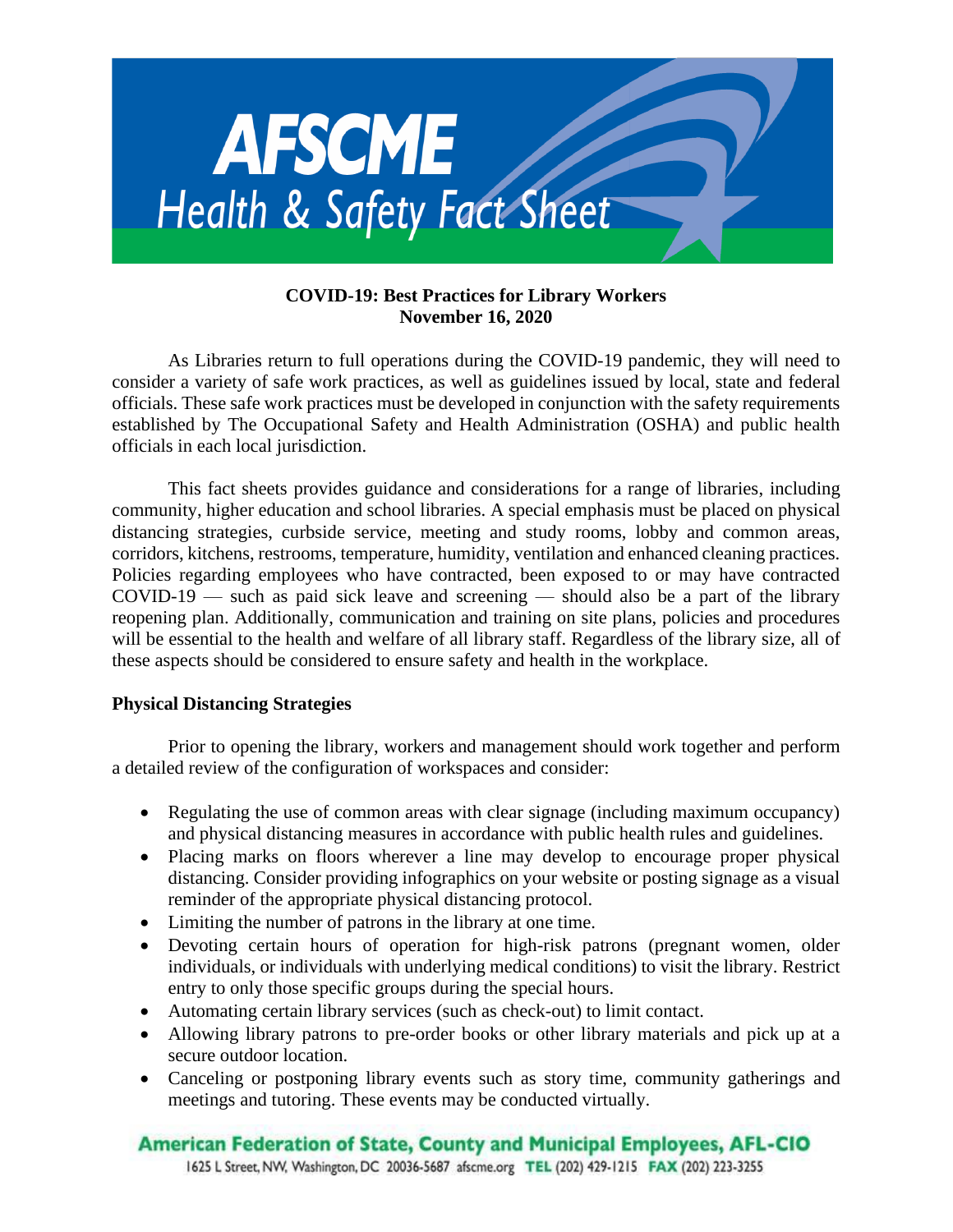# AFSCME Health & Safety Fact Sheet

**COVID-19: Best Practices for Library Workers**
**November 16, 2020**

As Libraries return to full operations during the COVID-19 pandemic, they will need to consider a variety of safe work practices, as well as guidelines issued by local, state and federal officials. These safe work practices must be developed in conjunction with the safety requirements established by The Occupational Safety and Health Administration (OSHA) and public health officials in each local jurisdiction.

This fact sheets provides guidance and considerations for a range of libraries, including community, higher education and school libraries. A special emphasis must be placed on physical distancing strategies, curbside service, meeting and study rooms, lobby and common areas, corridors, kitchens, restrooms, temperature, humidity, ventilation and enhanced cleaning practices. Policies regarding employees who have contracted, been exposed to or may have contracted COVID-19 — such as paid sick leave and screening — should also be a part of the library reopening plan. Additionally, communication and training on site plans, policies and procedures will be essential to the health and welfare of all library staff. Regardless of the library size, all of these aspects should be considered to ensure safety and health in the workplace.

**Physical Distancing Strategies**

Prior to opening the library, workers and management should work together and perform a detailed review of the configuration of workspaces and consider:

- Regulating the use of common areas with clear signage (including maximum occupancy) and physical distancing measures in accordance with public health rules and guidelines.
- Placing marks on floors wherever a line may develop to encourage proper physical distancing. Consider providing infographics on your website or posting signage as a visual reminder of the appropriate physical distancing protocol.
- Limiting the number of patrons in the library at one time.
- Devoting certain hours of operation for high-risk patrons (pregnant women, older individuals, or individuals with underlying medical conditions) to visit the library. Restrict entry to only those specific groups during the special hours.
- Automating certain library services (such as check-out) to limit contact.
- Allowing library patrons to pre-order books or other library materials and pick up at a secure outdoor location.
- Canceling or postponing library events such as story time, community gatherings and meetings and tutoring. These events may be conducted virtually.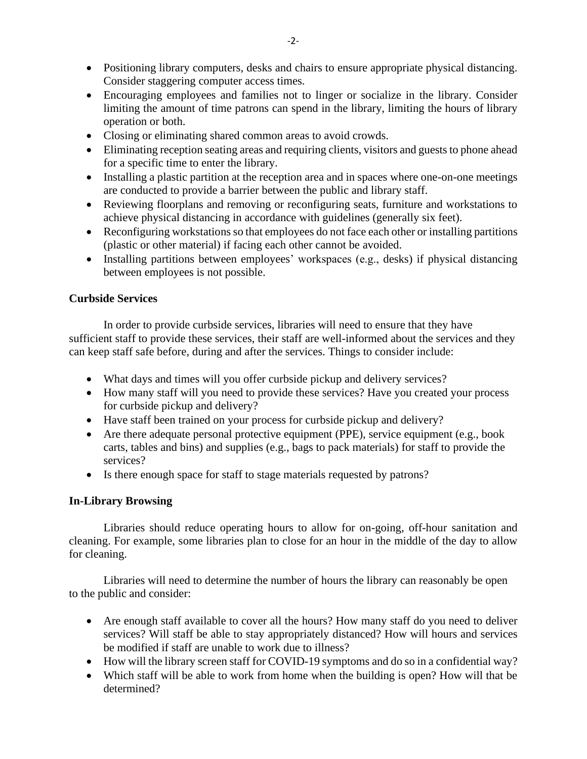- Positioning library computers, desks and chairs to ensure appropriate physical distancing. Consider staggering computer access times.
- Encouraging employees and families not to linger or socialize in the library. Consider limiting the amount of time patrons can spend in the library, limiting the hours of library operation or both.
- Closing or eliminating shared common areas to avoid crowds.
- Eliminating reception seating areas and requiring clients, visitors and guests to phone ahead for a specific time to enter the library.
- Installing a plastic partition at the reception area and in spaces where one-on-one meetings are conducted to provide a barrier between the public and library staff.
- Reviewing floorplans and removing or reconfiguring seats, furniture and workstations to achieve physical distancing in accordance with guidelines (generally six feet).
- Reconfiguring workstations so that employees do not face each other or installing partitions (plastic or other material) if facing each other cannot be avoided.
- Installing partitions between employees' workspaces (e.g., desks) if physical distancing between employees is not possible.

**Curbside Services**

In order to provide curbside services, libraries will need to ensure that they have sufficient staff to provide these services, their staff are well-informed about the services and they can keep staff safe before, during and after the services. Things to consider include:

- What days and times will you offer curbside pickup and delivery services?
- How many staff will you need to provide these services? Have you created your process for curbside pickup and delivery?
- Have staff been trained on your process for curbside pickup and delivery?
- Are there adequate personal protective equipment (PPE), service equipment (e.g., book carts, tables and bins) and supplies (e.g., bags to pack materials) for staff to provide the services?
- Is there enough space for staff to stage materials requested by patrons?

**In-Library Browsing**

Libraries should reduce operating hours to allow for on-going, off-hour sanitation and cleaning. For example, some libraries plan to close for an hour in the middle of the day to allow for cleaning.

Libraries will need to determine the number of hours the library can reasonably be open to the public and consider:

- Are enough staff available to cover all the hours? How many staff do you need to deliver services? Will staff be able to stay appropriately distanced? How will hours and services be modified if staff are unable to work due to illness?
- How will the library screen staff for COVID-19 symptoms and do so in a confidential way?
- Which staff will be able to work from home when the building is open? How will that be determined?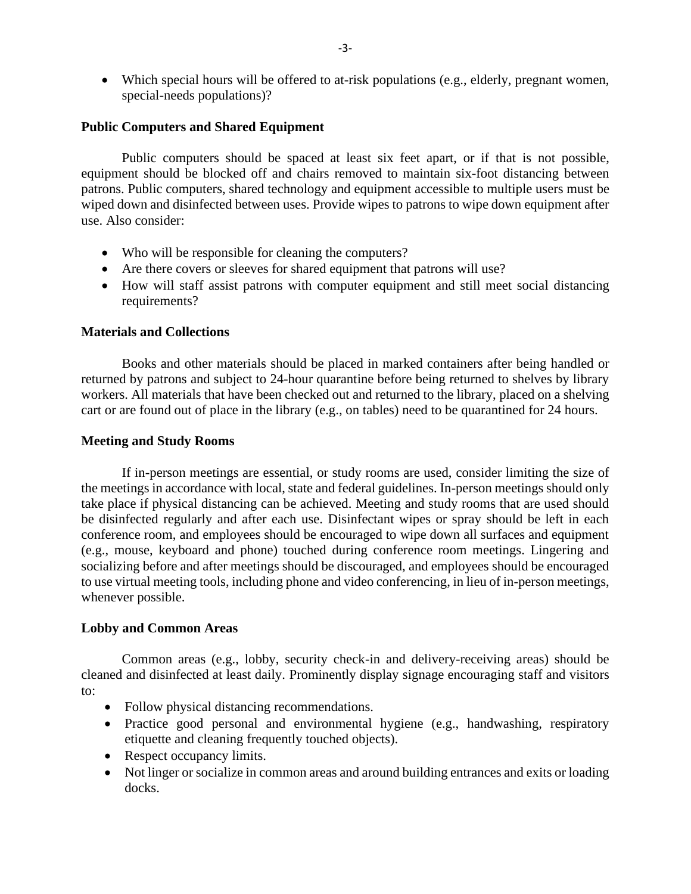- Which special hours will be offered to at-risk populations (e.g., elderly, pregnant women, special-needs populations)?

**Public Computers and Shared Equipment**

Public computers should be spaced at least six feet apart, or if that is not possible, equipment should be blocked off and chairs removed to maintain six-foot distancing between patrons. Public computers, shared technology and equipment accessible to multiple users must be wiped down and disinfected between uses. Provide wipes to patrons to wipe down equipment after use. Also consider:

- Who will be responsible for cleaning the computers?
- Are there covers or sleeves for shared equipment that patrons will use?
- How will staff assist patrons with computer equipment and still meet social distancing requirements?

**Materials and Collections**

Books and other materials should be placed in marked containers after being handled or returned by patrons and subject to 24-hour quarantine before being returned to shelves by library workers. All materials that have been checked out and returned to the library, placed on a shelving cart or are found out of place in the library (e.g., on tables) need to be quarantined for 24 hours.

**Meeting and Study Rooms**

If in-person meetings are essential, or study rooms are used, consider limiting the size of the meetings in accordance with local, state and federal guidelines. In-person meetings should only take place if physical distancing can be achieved. Meeting and study rooms that are used should be disinfected regularly and after each use. Disinfectant wipes or spray should be left in each conference room, and employees should be encouraged to wipe down all surfaces and equipment (e.g., mouse, keyboard and phone) touched during conference room meetings. Lingering and socializing before and after meetings should be discouraged, and employees should be encouraged to use virtual meeting tools, including phone and video conferencing, in lieu of in-person meetings, whenever possible.

**Lobby and Common Areas**

Common areas (e.g., lobby, security check-in and delivery-receiving areas) should be cleaned and disinfected at least daily. Prominently display signage encouraging staff and visitors to:

- Follow physical distancing recommendations.
- Practice good personal and environmental hygiene (e.g., handwashing, respiratory etiquette and cleaning frequently touched objects).
- Respect occupancy limits.
- Not linger or socialize in common areas and around building entrances and exits or loading docks.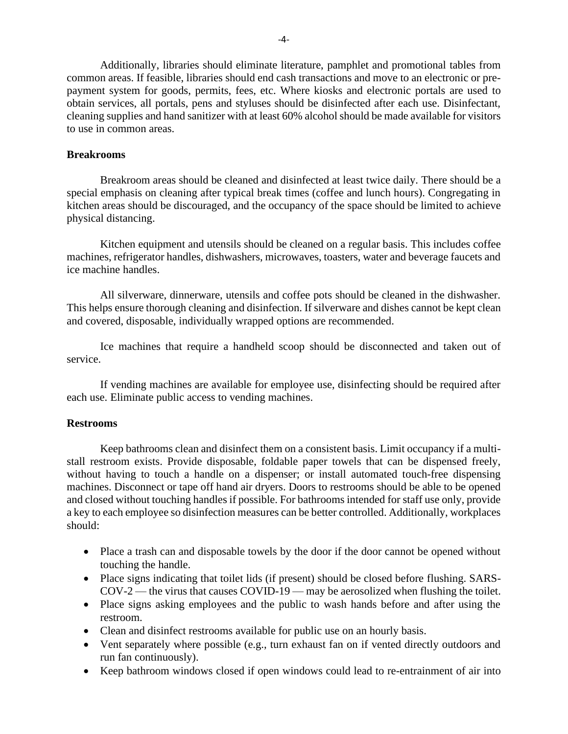Additionally, libraries should eliminate literature, pamphlet and promotional tables from common areas. If feasible, libraries should end cash transactions and move to an electronic or pre-payment system for goods, permits, fees, etc. Where kiosks and electronic portals are used to obtain services, all portals, pens and styluses should be disinfected after each use. Disinfectant, cleaning supplies and hand sanitizer with at least 60% alcohol should be made available for visitors to use in common areas.

**Breakrooms**

Breakroom areas should be cleaned and disinfected at least twice daily. There should be a special emphasis on cleaning after typical break times (coffee and lunch hours). Congregating in kitchen areas should be discouraged, and the occupancy of the space should be limited to achieve physical distancing.

Kitchen equipment and utensils should be cleaned on a regular basis. This includes coffee machines, refrigerator handles, dishwashers, microwaves, toasters, water and beverage faucets and ice machine handles.

All silverware, dinnerware, utensils and coffee pots should be cleaned in the dishwasher. This helps ensure thorough cleaning and disinfection. If silverware and dishes cannot be kept clean and covered, disposable, individually wrapped options are recommended.

Ice machines that require a handheld scoop should be disconnected and taken out of service.

If vending machines are available for employee use, disinfecting should be required after each use. Eliminate public access to vending machines.

**Restrooms**

Keep bathrooms clean and disinfect them on a consistent basis. Limit occupancy if a multi-stall restroom exists. Provide disposable, foldable paper towels that can be dispensed freely, without having to touch a handle on a dispenser; or install automated touch-free dispensing machines. Disconnect or tape off hand air dryers. Doors to restrooms should be able to be opened and closed without touching handles if possible. For bathrooms intended for staff use only, provide a key to each employee so disinfection measures can be better controlled. Additionally, workplaces should:

- Place a trash can and disposable towels by the door if the door cannot be opened without touching the handle.
- Place signs indicating that toilet lids (if present) should be closed before flushing. SARS-COV-2 — the virus that causes COVID-19 — may be aerosolized when flushing the toilet.
- Place signs asking employees and the public to wash hands before and after using the restroom.
- Clean and disinfect restrooms available for public use on an hourly basis.
- Vent separately where possible (e.g., turn exhaust fan on if vented directly outdoors and run fan continuously).
- Keep bathroom windows closed if open windows could lead to re-entrainment of air into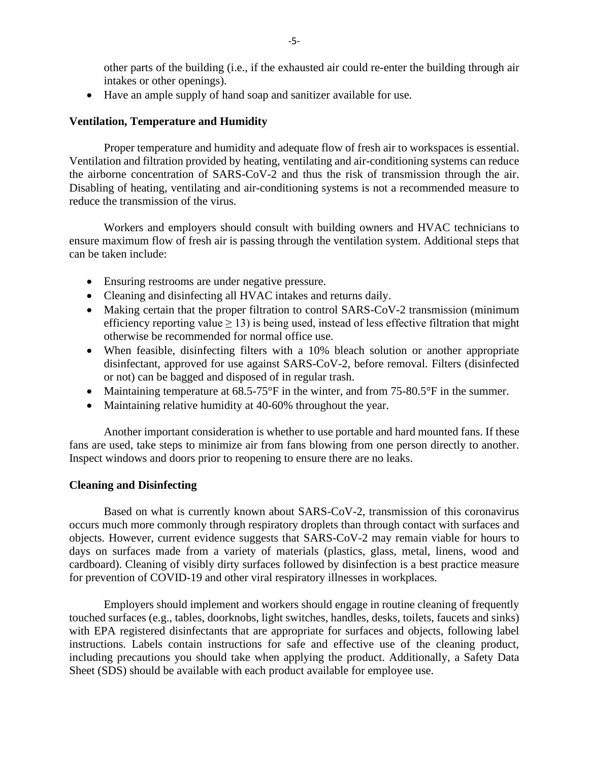other parts of the building (i.e., if the exhausted air could re-enter the building through air intakes or other openings).

- Have an ample supply of hand soap and sanitizer available for use.

**Ventilation, Temperature and Humidity**

Proper temperature and humidity and adequate flow of fresh air to workspaces is essential. Ventilation and filtration provided by heating, ventilating and air-conditioning systems can reduce the airborne concentration of SARS-CoV-2 and thus the risk of transmission through the air. Disabling of heating, ventilating and air-conditioning systems is not a recommended measure to reduce the transmission of the virus.

Workers and employers should consult with building owners and HVAC technicians to ensure maximum flow of fresh air is passing through the ventilation system. Additional steps that can be taken include:

- Ensuring restrooms are under negative pressure.
- Cleaning and disinfecting all HVAC intakes and returns daily.
- Making certain that the proper filtration to control SARS-CoV-2 transmission (minimum efficiency reporting value $\geq 13$) is being used, instead of less effective filtration that might otherwise be recommended for normal office use.
- When feasible, disinfecting filters with a 10% bleach solution or another appropriate disinfectant, approved for use against SARS-CoV-2, before removal. Filters (disinfected or not) can be bagged and disposed of in regular trash.
- Maintaining temperature at 68.5-75°F in the winter, and from 75-80.5°F in the summer.
- Maintaining relative humidity at 40-60% throughout the year.

Another important consideration is whether to use portable and hard mounted fans. If these fans are used, take steps to minimize air from fans blowing from one person directly to another. Inspect windows and doors prior to reopening to ensure there are no leaks.

**Cleaning and Disinfecting**

Based on what is currently known about SARS-CoV-2, transmission of this coronavirus occurs much more commonly through respiratory droplets than through contact with surfaces and objects. However, current evidence suggests that SARS-CoV-2 may remain viable for hours to days on surfaces made from a variety of materials (plastics, glass, metal, linens, wood and cardboard). Cleaning of visibly dirty surfaces followed by disinfection is a best practice measure for prevention of COVID-19 and other viral respiratory illnesses in workplaces.

Employers should implement and workers should engage in routine cleaning of frequently touched surfaces (e.g., tables, doorknobs, light switches, handles, desks, toilets, faucets and sinks) with EPA registered disinfectants that are appropriate for surfaces and objects, following label instructions. Labels contain instructions for safe and effective use of the cleaning product, including precautions you should take when applying the product. Additionally, a Safety Data Sheet (SDS) should be available with each product available for employee use.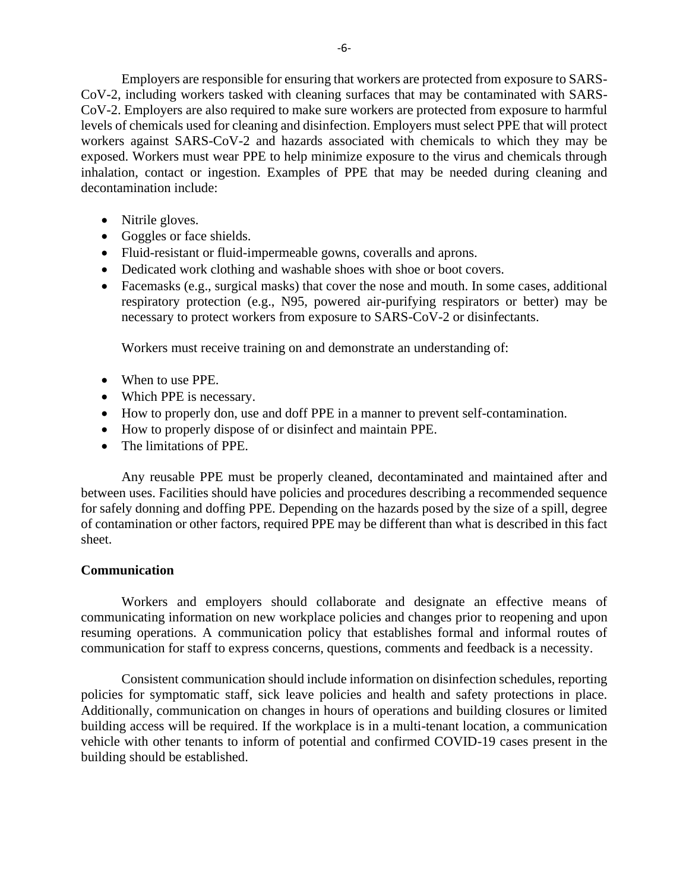Employers are responsible for ensuring that workers are protected from exposure to SARS-CoV-2, including workers tasked with cleaning surfaces that may be contaminated with SARS-CoV-2. Employers are also required to make sure workers are protected from exposure to harmful levels of chemicals used for cleaning and disinfection. Employers must select PPE that will protect workers against SARS-CoV-2 and hazards associated with chemicals to which they may be exposed. Workers must wear PPE to help minimize exposure to the virus and chemicals through inhalation, contact or ingestion. Examples of PPE that may be needed during cleaning and decontamination include:

- Nitrile gloves.
- Goggles or face shields.
- Fluid-resistant or fluid-impermeable gowns, coveralls and aprons.
- Dedicated work clothing and washable shoes with shoe or boot covers.
- Facemasks (e.g., surgical masks) that cover the nose and mouth. In some cases, additional respiratory protection (e.g., N95, powered air-purifying respirators or better) may be necessary to protect workers from exposure to SARS-CoV-2 or disinfectants.

Workers must receive training on and demonstrate an understanding of:

- When to use PPE.
- Which PPE is necessary.
- How to properly don, use and doff PPE in a manner to prevent self-contamination.
- How to properly dispose of or disinfect and maintain PPE.
- The limitations of PPE.

Any reusable PPE must be properly cleaned, decontaminated and maintained after and between uses. Facilities should have policies and procedures describing a recommended sequence for safely donning and doffing PPE. Depending on the hazards posed by the size of a spill, degree of contamination or other factors, required PPE may be different than what is described in this fact sheet.

**Communication**

Workers and employers should collaborate and designate an effective means of communicating information on new workplace policies and changes prior to reopening and upon resuming operations. A communication policy that establishes formal and informal routes of communication for staff to express concerns, questions, comments and feedback is a necessity.

Consistent communication should include information on disinfection schedules, reporting policies for symptomatic staff, sick leave policies and health and safety protections in place. Additionally, communication on changes in hours of operations and building closures or limited building access will be required. If the workplace is in a multi-tenant location, a communication vehicle with other tenants to inform of potential and confirmed COVID-19 cases present in the building should be established.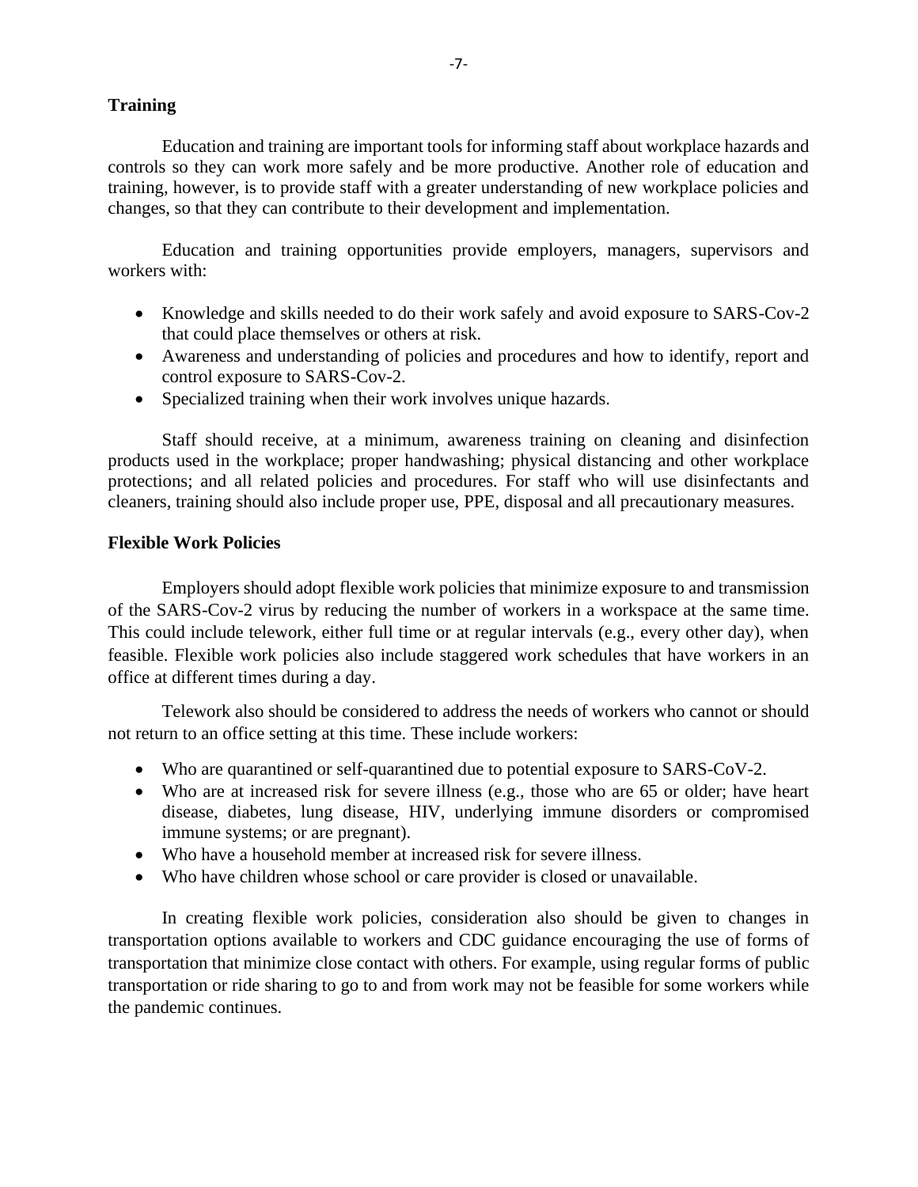## Training

Education and training are important tools for informing staff about workplace hazards and controls so they can work more safely and be more productive. Another role of education and training, however, is to provide staff with a greater understanding of new workplace policies and changes, so that they can contribute to their development and implementation.

Education and training opportunities provide employers, managers, supervisors and workers with:

- Knowledge and skills needed to do their work safely and avoid exposure to SARS-Cov-2 that could place themselves or others at risk.
- Awareness and understanding of policies and procedures and how to identify, report and control exposure to SARS-Cov-2.
- Specialized training when their work involves unique hazards.

Staff should receive, at a minimum, awareness training on cleaning and disinfection products used in the workplace; proper handwashing; physical distancing and other workplace protections; and all related policies and procedures. For staff who will use disinfectants and cleaners, training should also include proper use, PPE, disposal and all precautionary measures.

## Flexible Work Policies

Employers should adopt flexible work policies that minimize exposure to and transmission of the SARS-Cov-2 virus by reducing the number of workers in a workspace at the same time. This could include telework, either full time or at regular intervals (e.g., every other day), when feasible. Flexible work policies also include staggered work schedules that have workers in an office at different times during a day.

Telework also should be considered to address the needs of workers who cannot or should not return to an office setting at this time. These include workers:

- Who are quarantined or self-quarantined due to potential exposure to SARS-CoV-2.
- Who are at increased risk for severe illness (e.g., those who are 65 or older; have heart disease, diabetes, lung disease, HIV, underlying immune disorders or compromised immune systems; or are pregnant).
- Who have a household member at increased risk for severe illness.
- Who have children whose school or care provider is closed or unavailable.

In creating flexible work policies, consideration also should be given to changes in transportation options available to workers and CDC guidance encouraging the use of forms of transportation that minimize close contact with others. For example, using regular forms of public transportation or ride sharing to go to and from work may not be feasible for some workers while the pandemic continues.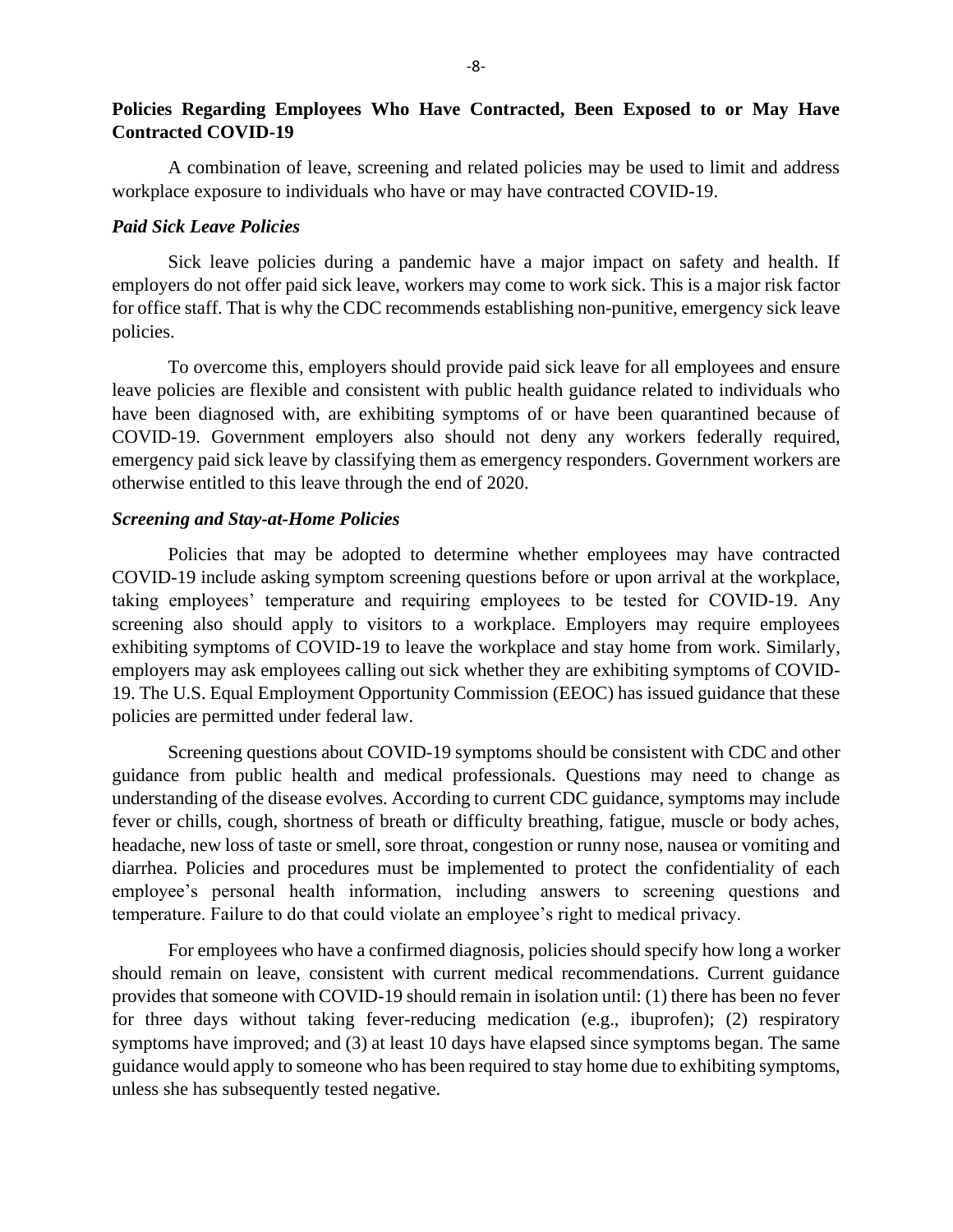## Policies Regarding Employees Who Have Contracted, Been Exposed to or May Have Contracted COVID-19

A combination of leave, screening and related policies may be used to limit and address workplace exposure to individuals who have or may have contracted COVID-19.

### *Paid Sick Leave Policies*

Sick leave policies during a pandemic have a major impact on safety and health. If employers do not offer paid sick leave, workers may come to work sick. This is a major risk factor for office staff. That is why the CDC recommends establishing non-punitive, emergency sick leave policies.

To overcome this, employers should provide paid sick leave for all employees and ensure leave policies are flexible and consistent with public health guidance related to individuals who have been diagnosed with, are exhibiting symptoms of or have been quarantined because of COVID-19. Government employers also should not deny any workers federally required, emergency paid sick leave by classifying them as emergency responders. Government workers are otherwise entitled to this leave through the end of 2020.

### *Screening and Stay-at-Home Policies*

Policies that may be adopted to determine whether employees may have contracted COVID-19 include asking symptom screening questions before or upon arrival at the workplace, taking employees' temperature and requiring employees to be tested for COVID-19. Any screening also should apply to visitors to a workplace. Employers may require employees exhibiting symptoms of COVID-19 to leave the workplace and stay home from work. Similarly, employers may ask employees calling out sick whether they are exhibiting symptoms of COVID-19. The U.S. Equal Employment Opportunity Commission (EEOC) has issued guidance that these policies are permitted under federal law.

Screening questions about COVID-19 symptoms should be consistent with CDC and other guidance from public health and medical professionals. Questions may need to change as understanding of the disease evolves. According to current CDC guidance, symptoms may include fever or chills, cough, shortness of breath or difficulty breathing, fatigue, muscle or body aches, headache, new loss of taste or smell, sore throat, congestion or runny nose, nausea or vomiting and diarrhea. Policies and procedures must be implemented to protect the confidentiality of each employee's personal health information, including answers to screening questions and temperature. Failure to do that could violate an employee's right to medical privacy.

For employees who have a confirmed diagnosis, policies should specify how long a worker should remain on leave, consistent with current medical recommendations. Current guidance provides that someone with COVID-19 should remain in isolation until: (1) there has been no fever for three days without taking fever-reducing medication (e.g., ibuprofen); (2) respiratory symptoms have improved; and (3) at least 10 days have elapsed since symptoms began. The same guidance would apply to someone who has been required to stay home due to exhibiting symptoms, unless she has subsequently tested negative.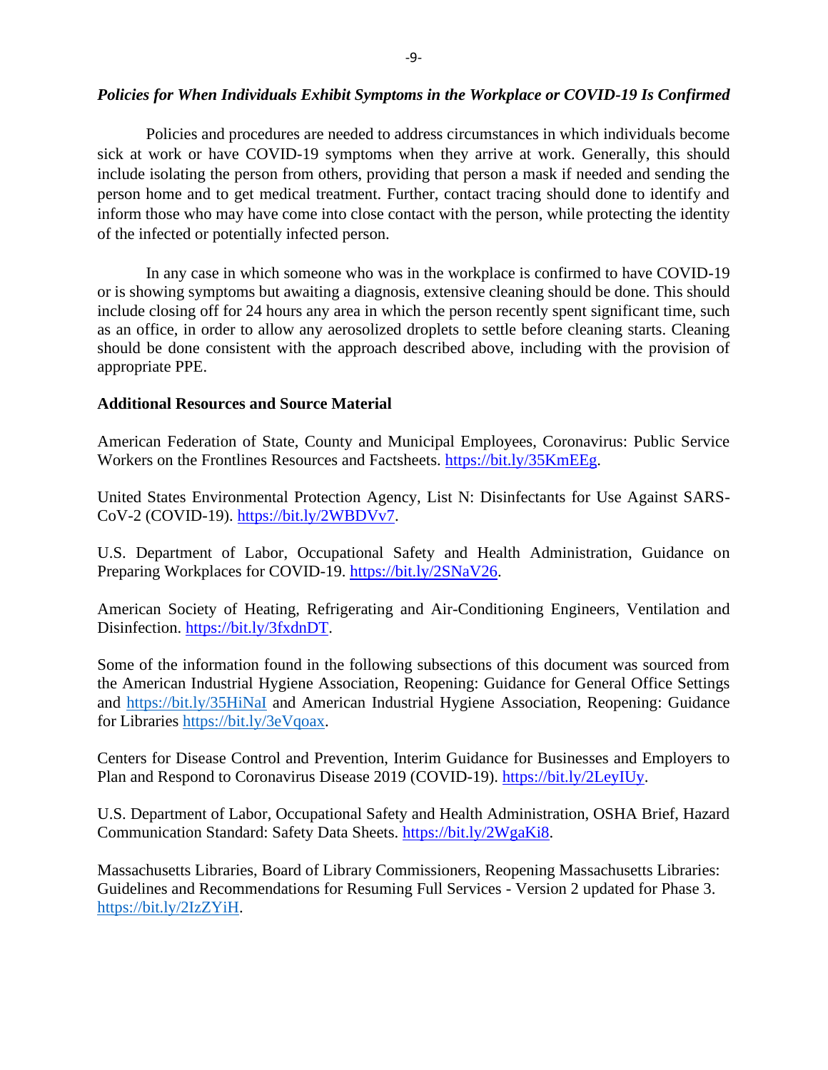*Policies for When Individuals Exhibit Symptoms in the Workplace or COVID-19 Is Confirmed*

Policies and procedures are needed to address circumstances in which individuals become sick at work or have COVID-19 symptoms when they arrive at work. Generally, this should include isolating the person from others, providing that person a mask if needed and sending the person home and to get medical treatment. Further, contact tracing should done to identify and inform those who may have come into close contact with the person, while protecting the identity of the infected or potentially infected person.

In any case in which someone who was in the workplace is confirmed to have COVID-19 or is showing symptoms but awaiting a diagnosis, extensive cleaning should be done. This should include closing off for 24 hours any area in which the person recently spent significant time, such as an office, in order to allow any aerosolized droplets to settle before cleaning starts. Cleaning should be done consistent with the approach described above, including with the provision of appropriate PPE.

**Additional Resources and Source Material**

American Federation of State, County and Municipal Employees, Coronavirus: Public Service Workers on the Frontlines Resources and Factsheets. https://bit.ly/35KmEEg.

United States Environmental Protection Agency, List N: Disinfectants for Use Against SARS-CoV-2 (COVID-19). https://bit.ly/2WBDVv7.

U.S. Department of Labor, Occupational Safety and Health Administration, Guidance on Preparing Workplaces for COVID-19. https://bit.ly/2SNaV26.

American Society of Heating, Refrigerating and Air-Conditioning Engineers, Ventilation and Disinfection. https://bit.ly/3fxdnDT.

Some of the information found in the following subsections of this document was sourced from the American Industrial Hygiene Association, Reopening: Guidance for General Office Settings and https://bit.ly/35HiNaI and American Industrial Hygiene Association, Reopening: Guidance for Libraries https://bit.ly/3eVqoax.

Centers for Disease Control and Prevention, Interim Guidance for Businesses and Employers to Plan and Respond to Coronavirus Disease 2019 (COVID-19). https://bit.ly/2LeyIUy.

U.S. Department of Labor, Occupational Safety and Health Administration, OSHA Brief, Hazard Communication Standard: Safety Data Sheets. https://bit.ly/2WgaKi8.

Massachusetts Libraries, Board of Library Commissioners, Reopening Massachusetts Libraries: Guidelines and Recommendations for Resuming Full Services - Version 2 updated for Phase 3. https://bit.ly/2IzZYiH.